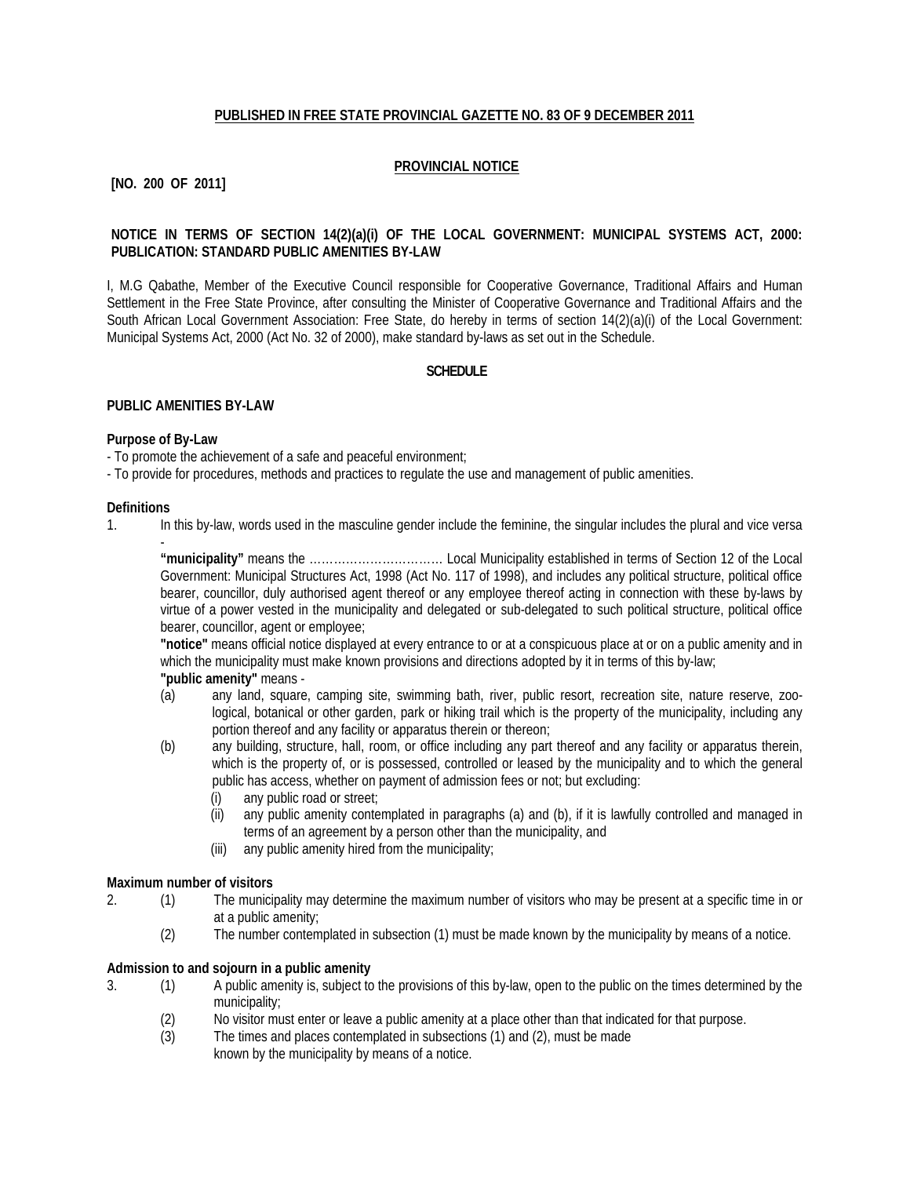**PUBLISHED IN FREE STATE PROVINCIAL GAZETTE NO. 83 OF 9 DECEMBER 2011**

**PROVINCIAL NOTICE**

**[NO. 200 OF 2011]**

**NOTICE IN TERMS OF SECTION 14(2)(a)(i) OF THE LOCAL GOVERNMENT: MUNICIPAL SYSTEMS ACT, 2000: PUBLICATION: STANDARD PUBLIC AMENITIES BY-LAW**

I, M.G Qabathe, Member of the Executive Council responsible for Cooperative Governance, Traditional Affairs and Human Settlement in the Free State Province, after consulting the Minister of Cooperative Governance and Traditional Affairs and the South African Local Government Association: Free State, do hereby in terms of section 14(2)(a)(i) of the Local Government: Municipal Systems Act, 2000 (Act No. 32 of 2000), make standard by-laws as set out in the Schedule.

**SCHEDULE**

**PUBLIC AMENITIES BY-LAW**

**Purpose of By-Law**

- To promote the achievement of a safe and peaceful environment;
- To provide for procedures, methods and practices to regulate the use and management of public amenities.

**Definitions**

1. In this by-law, words used in the masculine gender include the feminine, the singular includes the plural and vice versa -

   **"municipality"** means the ……………………………. Local Municipality established in terms of Section 12 of the Local Government: Municipal Structures Act, 1998 (Act No. 117 of 1998), and includes any political structure, political office bearer, councillor, duly authorised agent thereof or any employee thereof acting in connection with these by-laws by virtue of a power vested in the municipality and delegated or sub-delegated to such political structure, political office bearer, councillor, agent or employee;

   **"notice"** means official notice displayed at every entrance to or at a conspicuous place at or on a public amenity and in which the municipality must make known provisions and directions adopted by it in terms of this by-law;

   **"public amenity"** means -

   (a) any land, square, camping site, swimming bath, river, public resort, recreation site, nature reserve, zoological, botanical or other garden, park or hiking trail which is the property of the municipality, including any portion thereof and any facility or apparatus therein or thereon;

   (b) any building, structure, hall, room, or office including any part thereof and any facility or apparatus therein, which is the property of, or is possessed, controlled or leased by the municipality and to which the general public has access, whether on payment of admission fees or not; but excluding:

      (i) any public road or street;

      (ii) any public amenity contemplated in paragraphs (a) and (b), if it is lawfully controlled and managed in terms of an agreement by a person other than the municipality, and

      (iii) any public amenity hired from the municipality;

**Maximum number of visitors**

2. (1) The municipality may determine the maximum number of visitors who may be present at a specific time in or at a public amenity;

   (2) The number contemplated in subsection (1) must be made known by the municipality by means of a notice.

**Admission to and sojourn in a public amenity**

3. (1) A public amenity is, subject to the provisions of this by-law, open to the public on the times determined by the municipality;

   (2) No visitor must enter or leave a public amenity at a place other than that indicated for that purpose.

   (3) The times and places contemplated in subsections (1) and (2), must be made known by the municipality by means of a notice.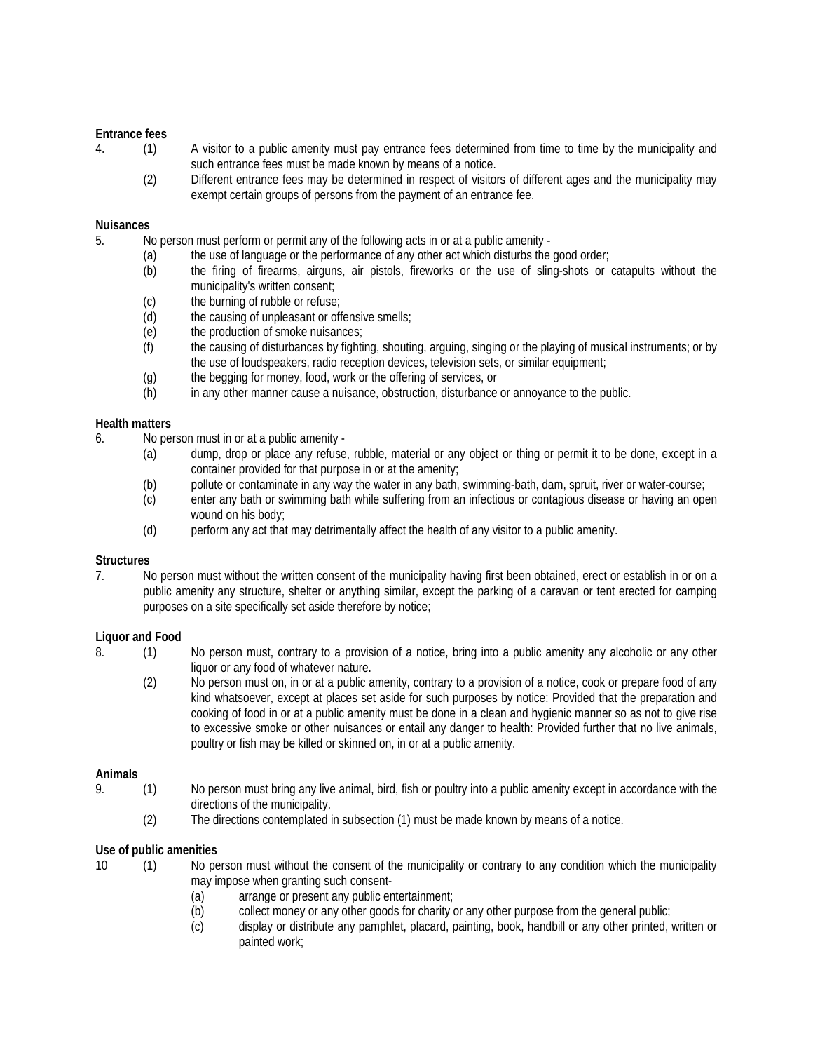**Entrance fees**

4. (1) A visitor to a public amenity must pay entrance fees determined from time to time by the municipality and such entrance fees must be made known by means of a notice.

   (2) Different entrance fees may be determined in respect of visitors of different ages and the municipality may exempt certain groups of persons from the payment of an entrance fee.

**Nuisances**

5. No person must perform or permit any of the following acts in or at a public amenity -

   (a) the use of language or the performance of any other act which disturbs the good order;

   (b) the firing of firearms, airguns, air pistols, fireworks or the use of sling-shots or catapults without the municipality's written consent;

   (c) the burning of rubble or refuse;

   (d) the causing of unpleasant or offensive smells;

   (e) the production of smoke nuisances;

   (f) the causing of disturbances by fighting, shouting, arguing, singing or the playing of musical instruments; or by the use of loudspeakers, radio reception devices, television sets, or similar equipment;

   (g) the begging for money, food, work or the offering of services, or

   (h) in any other manner cause a nuisance, obstruction, disturbance or annoyance to the public.

**Health matters**

6. No person must in or at a public amenity -

   (a) dump, drop or place any refuse, rubble, material or any object or thing or permit it to be done, except in a container provided for that purpose in or at the amenity;

   (b) pollute or contaminate in any way the water in any bath, swimming-bath, dam, spruit, river or water-course;

   (c) enter any bath or swimming bath while suffering from an infectious or contagious disease or having an open wound on his body;

   (d) perform any act that may detrimentally affect the health of any visitor to a public amenity.

**Structures**

7. No person must without the written consent of the municipality having first been obtained, erect or establish in or on a public amenity any structure, shelter or anything similar, except the parking of a caravan or tent erected for camping purposes on a site specifically set aside therefore by notice;

**Liquor and Food**

8. (1) No person must, contrary to a provision of a notice, bring into a public amenity any alcoholic or any other liquor or any food of whatever nature.

   (2) No person must on, in or at a public amenity, contrary to a provision of a notice, cook or prepare food of any kind whatsoever, except at places set aside for such purposes by notice: Provided that the preparation and cooking of food in or at a public amenity must be done in a clean and hygienic manner so as not to give rise to excessive smoke or other nuisances or entail any danger to health: Provided further that no live animals, poultry or fish may be killed or skinned on, in or at a public amenity.

**Animals**

9. (1) No person must bring any live animal, bird, fish or poultry into a public amenity except in accordance with the directions of the municipality.

   (2) The directions contemplated in subsection (1) must be made known by means of a notice.

**Use of public amenities**

10 (1) No person must without the consent of the municipality or contrary to any condition which the municipality may impose when granting such consent-

   (a) arrange or present any public entertainment;

   (b) collect money or any other goods for charity or any other purpose from the general public;

   (c) display or distribute any pamphlet, placard, painting, book, handbill or any other printed, written or painted work;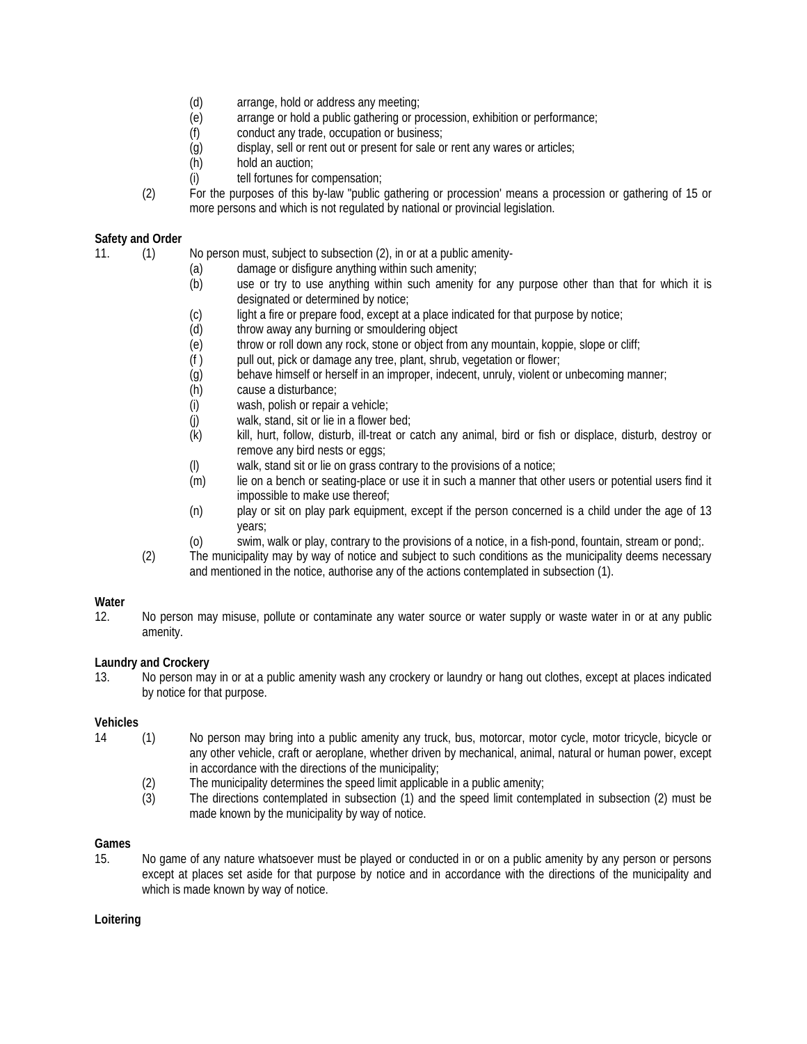(d) arrange, hold or address any meeting;
(e) arrange or hold a public gathering or procession, exhibition or performance;
(f) conduct any trade, occupation or business;
(g) display, sell or rent out or present for sale or rent any wares or articles;
(h) hold an auction;
(i) tell fortunes for compensation;

(2) For the purposes of this by-law "public gathering or procession' means a procession or gathering of 15 or more persons and which is not regulated by national or provincial legislation.

**Safety and Order**

11. (1) No person must, subject to subsection (2), in or at a public amenity-

(a) damage or disfigure anything within such amenity;
(b) use or try to use anything within such amenity for any purpose other than that for which it is designated or determined by notice;
(c) light a fire or prepare food, except at a place indicated for that purpose by notice;
(d) throw away any burning or smouldering object
(e) throw or roll down any rock, stone or object from any mountain, koppie, slope or cliff;
(f ) pull out, pick or damage any tree, plant, shrub, vegetation or flower;
(g) behave himself or herself in an improper, indecent, unruly, violent or unbecoming manner;
(h) cause a disturbance;
(i) wash, polish or repair a vehicle;
(j) walk, stand, sit or lie in a flower bed;
(k) kill, hurt, follow, disturb, ill-treat or catch any animal, bird or fish or displace, disturb, destroy or remove any bird nests or eggs;
(l) walk, stand sit or lie on grass contrary to the provisions of a notice;
(m) lie on a bench or seating-place or use it in such a manner that other users or potential users find it impossible to make use thereof;
(n) play or sit on play park equipment, except if the person concerned is a child under the age of 13 years;
(o) swim, walk or play, contrary to the provisions of a notice, in a fish-pond, fountain, stream or pond;.

(2) The municipality may by way of notice and subject to such conditions as the municipality deems necessary and mentioned in the notice, authorise any of the actions contemplated in subsection (1).

**Water**

12. No person may misuse, pollute or contaminate any water source or water supply or waste water in or at any public amenity.

**Laundry and Crockery**

13. No person may in or at a public amenity wash any crockery or laundry or hang out clothes, except at places indicated by notice for that purpose.

**Vehicles**

14 (1) No person may bring into a public amenity any truck, bus, motorcar, motor cycle, motor tricycle, bicycle or any other vehicle, craft or aeroplane, whether driven by mechanical, animal, natural or human power, except in accordance with the directions of the municipality;

(2) The municipality determines the speed limit applicable in a public amenity;

(3) The directions contemplated in subsection (1) and the speed limit contemplated in subsection (2) must be made known by the municipality by way of notice.

**Games**

15. No game of any nature whatsoever must be played or conducted in or on a public amenity by any person or persons except at places set aside for that purpose by notice and in accordance with the directions of the municipality and which is made known by way of notice.

**Loitering**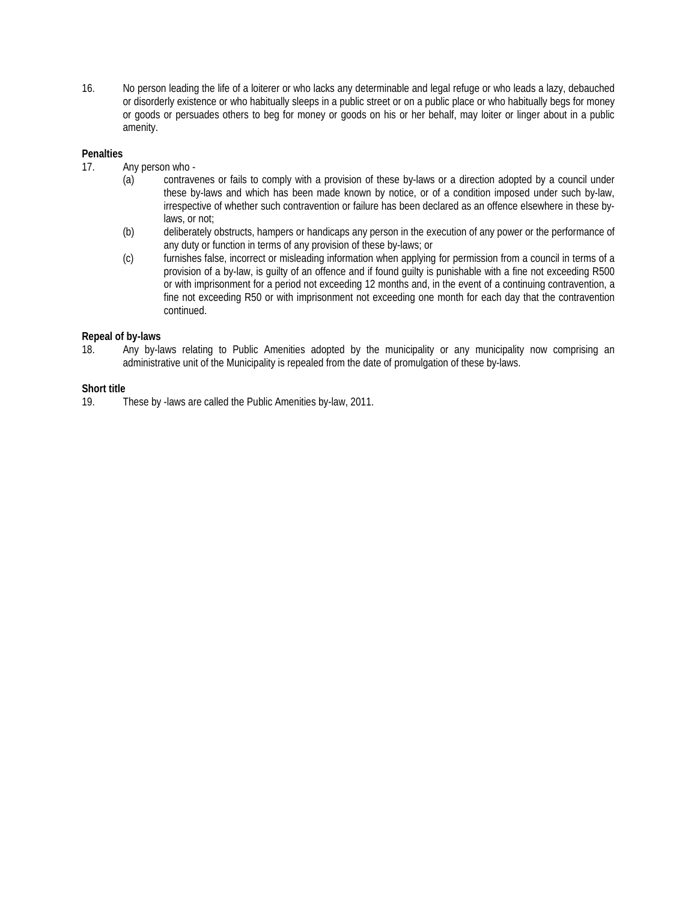16. No person leading the life of a loiterer or who lacks any determinable and legal refuge or who leads a lazy, debauched or disorderly existence or who habitually sleeps in a public street or on a public place or who habitually begs for money or goods or persuades others to beg for money or goods on his or her behalf, may loiter or linger about in a public amenity.

**Penalties**

17. Any person who -

    (a) contravenes or fails to comply with a provision of these by-laws or a direction adopted by a council under these by-laws and which has been made known by notice, or of a condition imposed under such by-law, irrespective of whether such contravention or failure has been declared as an offence elsewhere in these by-laws, or not;

    (b) deliberately obstructs, hampers or handicaps any person in the execution of any power or the performance of any duty or function in terms of any provision of these by-laws; or

    (c) furnishes false, incorrect or misleading information when applying for permission from a council in terms of a provision of a by-law, is guilty of an offence and if found guilty is punishable with a fine not exceeding R500 or with imprisonment for a period not exceeding 12 months and, in the event of a continuing contravention, a fine not exceeding R50 or with imprisonment not exceeding one month for each day that the contravention continued.

**Repeal of by-laws**

18. Any by-laws relating to Public Amenities adopted by the municipality or any municipality now comprising an administrative unit of the Municipality is repealed from the date of promulgation of these by-laws.

**Short title**

19. These by -laws are called the Public Amenities by-law, 2011.